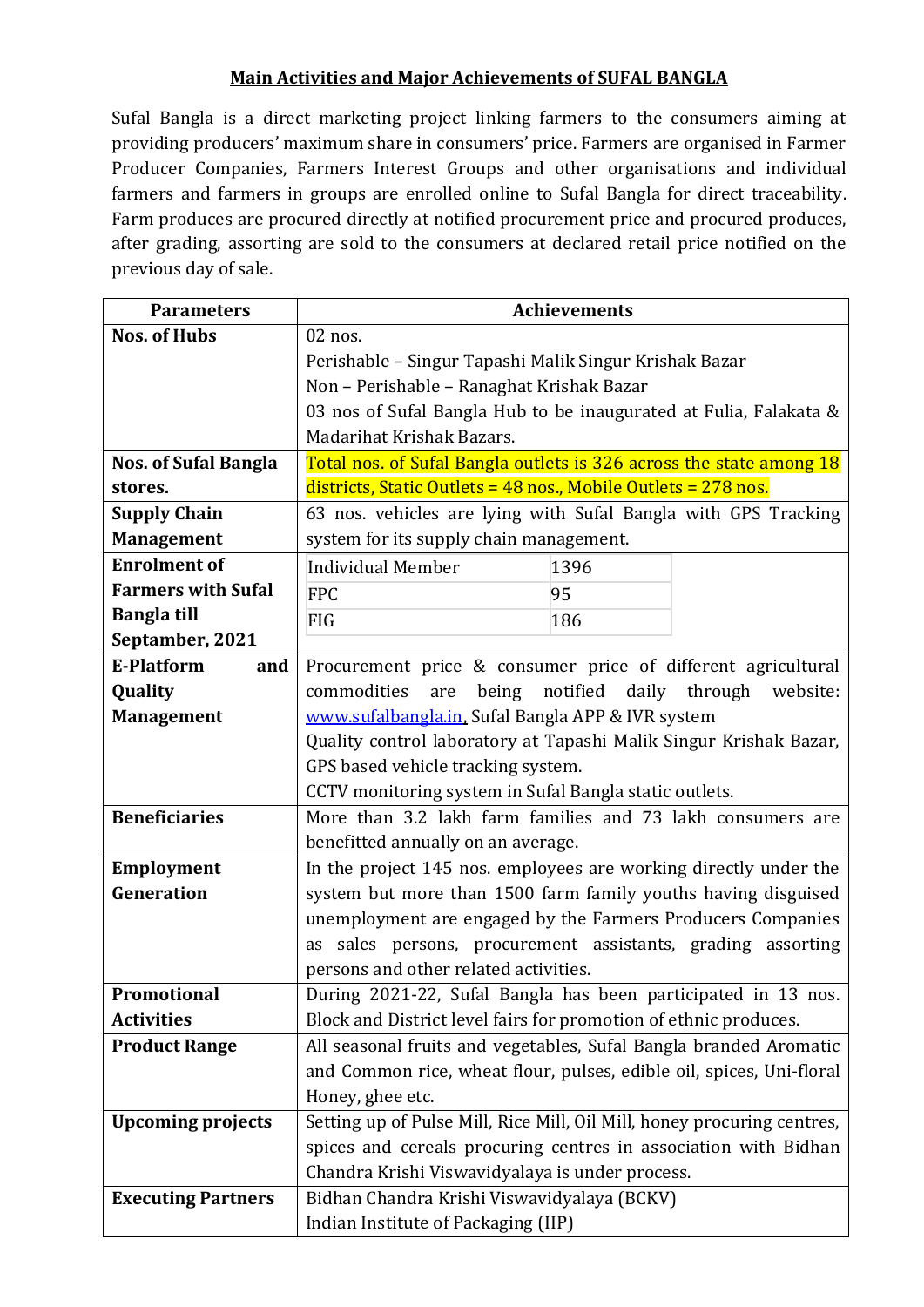## Main Activities and Major Achievements of SUFAL BANGLA

Sufal Bangla is a direct marketing project linking farmers to the consumers aiming at providing producers' maximum share in consumers' price. Farmers are organised in Farmer Producer Companies, Farmers Interest Groups and other organisations and individual farmers and farmers in groups are enrolled online to Sufal Bangla for direct traceability. Farm produces are procured directly at notified procurement price and procured produces, after grading, assorting are sold to the consumers at declared retail price notified on the previous day of sale.

| Parameters | Achievements |
|---|---|
| **Nos. of Hubs** | 02 nos.<br>Perishable – Singur Tapashi Malik Singur Krishak Bazar<br>Non – Perishable – Ranaghat Krishak Bazar<br>03 nos of Sufal Bangla Hub to be inaugurated at Fulia, Falakata & Madarihat Krishak Bazars. |
| **Nos. of Sufal Bangla stores.** | Total nos. of Sufal Bangla outlets is 326 across the state among 18 districts, Static Outlets = 48 nos., Mobile Outlets = 278 nos. |
| **Supply Chain Management** | 63 nos. vehicles are lying with Sufal Bangla with GPS Tracking system for its supply chain management. |
| **Enrolment of Farmers with Sufal Bangla till Septamber, 2021** | Individual Member: 1396<br>FPC: 95<br>FIG: 186 |
| **E-Platform and Quality Management** | Procurement price & consumer price of different agricultural commodities are being notified daily through website: www.sufalbangla.in, Sufal Bangla APP & IVR system<br>Quality control laboratory at Tapashi Malik Singur Krishak Bazar, GPS based vehicle tracking system.<br>CCTV monitoring system in Sufal Bangla static outlets. |
| **Beneficiaries** | More than 3.2 lakh farm families and 73 lakh consumers are benefitted annually on an average. |
| **Employment Generation** | In the project 145 nos. employees are working directly under the system but more than 1500 farm family youths having disguised unemployment are engaged by the Farmers Producers Companies as sales persons, procurement assistants, grading assorting persons and other related activities. |
| **Promotional Activities** | During 2021-22, Sufal Bangla has been participated in 13 nos. Block and District level fairs for promotion of ethnic produces. |
| **Product Range** | All seasonal fruits and vegetables, Sufal Bangla branded Aromatic and Common rice, wheat flour, pulses, edible oil, spices, Uni-floral Honey, ghee etc. |
| **Upcoming projects** | Setting up of Pulse Mill, Rice Mill, Oil Mill, honey procuring centres, spices and cereals procuring centres in association with Bidhan Chandra Krishi Viswavidyalaya is under process. |
| **Executing Partners** | Bidhan Chandra Krishi Viswavidyalaya (BCKV)<br>Indian Institute of Packaging (IIP) |